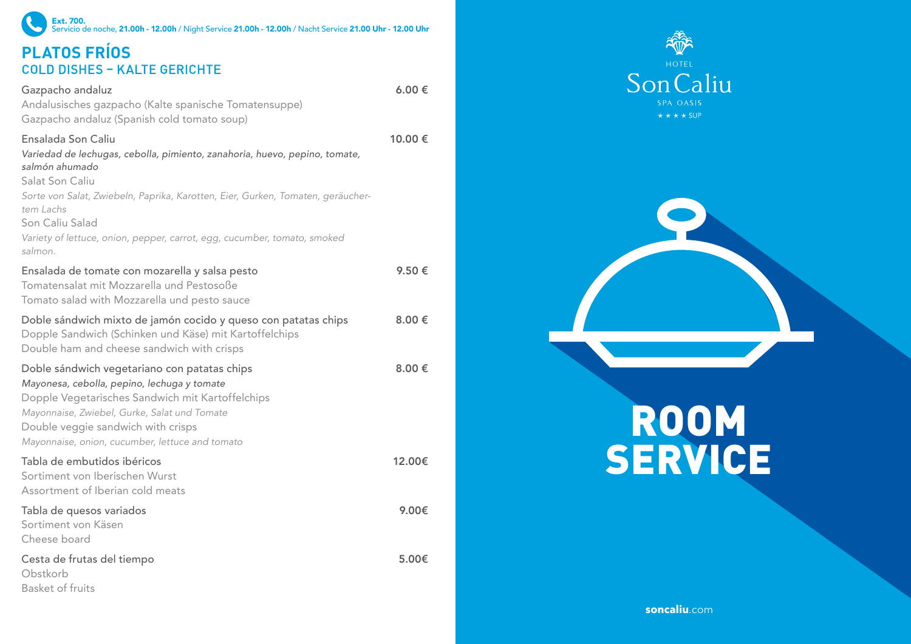Ext. 700.
Servicio de noche, **21.00h - 12.00h** / Night Service **21.00h - 12.00h** / Nacht Service **21.00 Uhr - 12.00 Uhr**

# PLATOS FRÍOS
## COLD DISHES – KALTE GERICHTE

**Gazpacho andaluz** — 6.00 €
Andalusisches gazpacho (Kalte spanische Tomatensuppe)
Gazpacho andaluz (Spanish cold tomato soup)

**Ensalada Son Caliu** — 10.00 €
*Variedad de lechugas, cebolla, pimiento, zanahoria, huevo, pepino, tomate, salmón ahumado*
Salat Son Caliu
*Sorte von Salat, Zwiebeln, Paprika, Karotten, Eier, Gurken, Tomaten, geräuchertem Lachs*
Son Caliu Salad
*Variety of lettuce, onion, pepper, carrot, egg, cucumber, tomato, smoked salmon.*

**Ensalada de tomate con mozarella y salsa pesto** — 9.50 €
Tomatensalat mit Mozzarella und Pestosoße
Tomato salad with Mozzarella und pesto sauce

**Doble sándwich mixto de jamón cocido y queso con patatas chips** — 8.00 €
Dopple Sandwich (Schinken und Käse) mit Kartoffelchips
Double ham and cheese sandwich with crisps

**Doble sándwich vegetariano con patatas chips** — 8.00 €
*Mayonesa, cebolla, pepino, lechuga y tomate*
Dopple Vegetarisches Sandwich mit Kartoffelchips
*Mayonnaise, Zwiebel, Gurke, Salat und Tomate*
Double veggie sandwich with crisps
*Mayonnaise, onion, cucumber, lettuce and tomato*

**Tabla de embutidos ibéricos** — 12.00€
Sortiment von Iberischen Wurst
Assortment of Iberian cold meats

**Tabla de quesos variados** — 9.00€
Sortiment von Käsen
Cheese board

**Cesta de frutas del tiempo** — 5.00€
Obstkorb
Basket of fruits

HOTEL
Son Caliu
SPA OASIS
★★★★ SUP

# ROOM SERVICE

**soncaliu**.com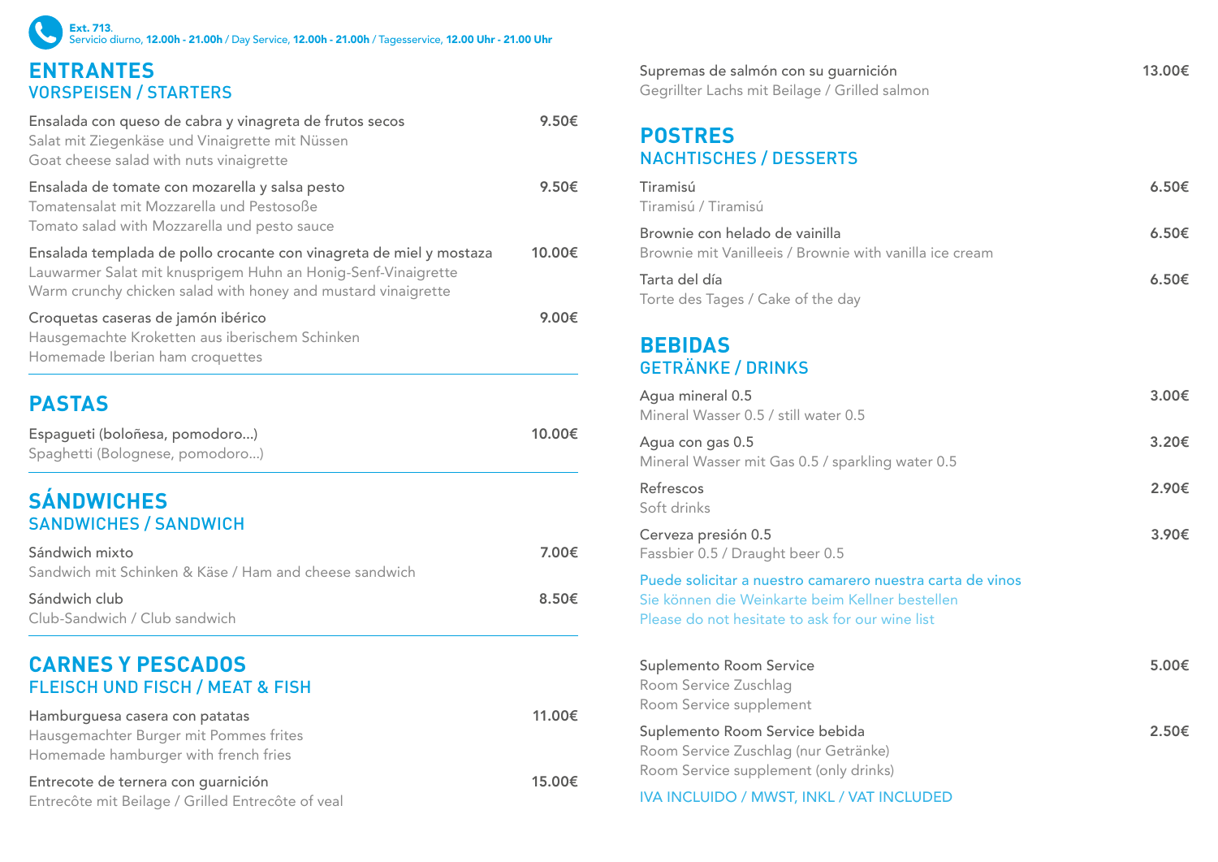**Ext. 713.**
Servicio diurno, **12.00h - 21.00h** / Day Service, **12.00h - 21.00h** / Tagesservice, **12.00 Uhr - 21.00 Uhr**

# ENTRANTES

## VORSPEISEN / STARTERS

Ensalada con queso de cabra y vinagreta de frutos secos — 9.50€
Salat mit Ziegenkäse und Vinaigrette mit Nüssen
Goat cheese salad with nuts vinaigrette

Ensalada de tomate con mozarella y salsa pesto — 9.50€
Tomatensalat mit Mozzarella und Pestosoße
Tomato salad with Mozzarella und pesto sauce

Ensalada templada de pollo crocante con vinagreta de miel y mostaza — 10.00€
Lauwarmer Salat mit knusprigem Huhn an Honig-Senf-Vinaigrette
Warm crunchy chicken salad with honey and mustard vinaigrette

Croquetas caseras de jamón ibérico — 9.00€
Hausgemachte Kroketten aus iberischem Schinken
Homemade Iberian ham croquettes

# PASTAS

Espagueti (boloñesa, pomodoro...) — 10.00€
Spaghetti (Bolognese, pomodoro...)

# SÁNDWICHES

## SANDWICHES / SANDWICH

Sándwich mixto — 7.00€
Sandwich mit Schinken & Käse / Ham and cheese sandwich

Sándwich club — 8.50€
Club-Sandwich / Club sandwich

# CARNES Y PESCADOS

## FLEISCH UND FISCH / MEAT & FISH

Hamburguesa casera con patatas — 11.00€
Hausgemachter Burger mit Pommes frites
Homemade hamburger with french fries

Entrecote de ternera con guarnición — 15.00€
Entrecôte mit Beilage / Grilled Entrecôte of veal

Supremas de salmón con su guarnición — 13.00€
Gegrillter Lachs mit Beilage / Grilled salmon

# POSTRES

## NACHTISCHES / DESSERTS

Tiramisú — 6.50€
Tiramisú / Tiramisú

Brownie con helado de vainilla — 6.50€
Brownie mit Vanilleeis / Brownie with vanilla ice cream

Tarta del día — 6.50€
Torte des Tages / Cake of the day

# BEBIDAS

## GETRÄNKE / DRINKS

Agua mineral 0.5 — 3.00€
Mineral Wasser 0.5 / still water 0.5

Agua con gas 0.5 — 3.20€
Mineral Wasser mit Gas 0.5 / sparkling water 0.5

Refrescos — 2.90€
Soft drinks

Cerveza presión 0.5 — 3.90€
Fassbier 0.5 / Draught beer 0.5

Puede solicitar a nuestro camarero nuestra carta de vinos
Sie können die Weinkarte beim Kellner bestellen
Please do not hesitate to ask for our wine list

Suplemento Room Service — 5.00€
Room Service Zuschlag
Room Service supplement

Suplemento Room Service bebida — 2.50€
Room Service Zuschlag (nur Getränke)
Room Service supplement (only drinks)

IVA INCLUIDO / MWST, INKL / VAT INCLUDED